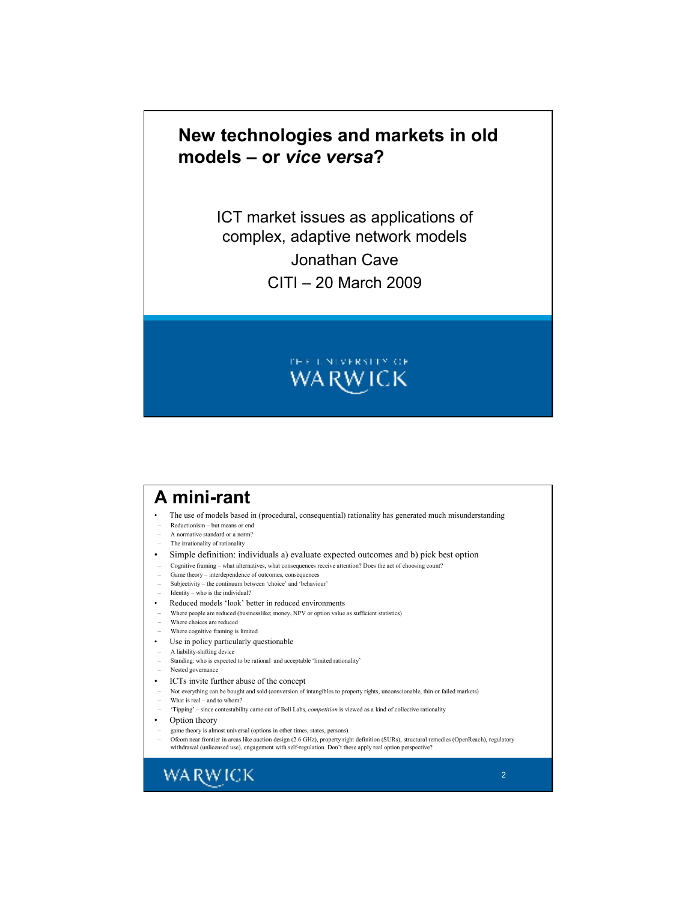# New technologies and markets in old models – or *vice versa*?

ICT market issues as applications of complex, adaptive network models

Jonathan Cave

CITI – 20 March 2009

THE UNIVERSITY OF WARWICK

## A mini-rant

- The use of models based in (procedural, consequential) rationality has generated much misunderstanding
  - Reductionism – but means or end
  - A normative standard or a norm?
  - The irrationality of rationality
- Simple definition: individuals a) evaluate expected outcomes and b) pick best option
  - Cognitive framing – what alternatives, what consequences receive attention? Does the act of choosing count?
  - Game theory – interdependence of outcomes, consequences
  - Subjectivity – the continuum between 'choice' and 'behaviour'
  - Identity – who is the individual?
- Reduced models 'look' better in reduced environments
  - Where people are reduced (businesslike; money, NPV or option value as sufficient statistics)
  - Where choices are reduced
  - Where cognitive framing is limited
- Use in policy particularly questionable
  - A liability-shifting device
  - Standing: who is expected to be rational and acceptable 'limited rationality'
  - Nested governance
- ICTs invite further abuse of the concept
  - Not everything can be bought and sold (conversion of intangibles to property rights, unconscionable, thin or failed markets)
  - What is real – and to whom?
  - 'Tipping' – since contestability came out of Bell Labs, *competition* is viewed as a kind of collective rationality
- Option theory
  - game theory is almost universal (options in other times, states, persons).
  - Ofcom near frontier in areas like auction design (2.6 GHz), property right definition (SURs), structural remedies (OpenReach), regulatory withdrawal (unlicensed use), engagement with self-regulation. Don't these apply real option perspective?

WARWICK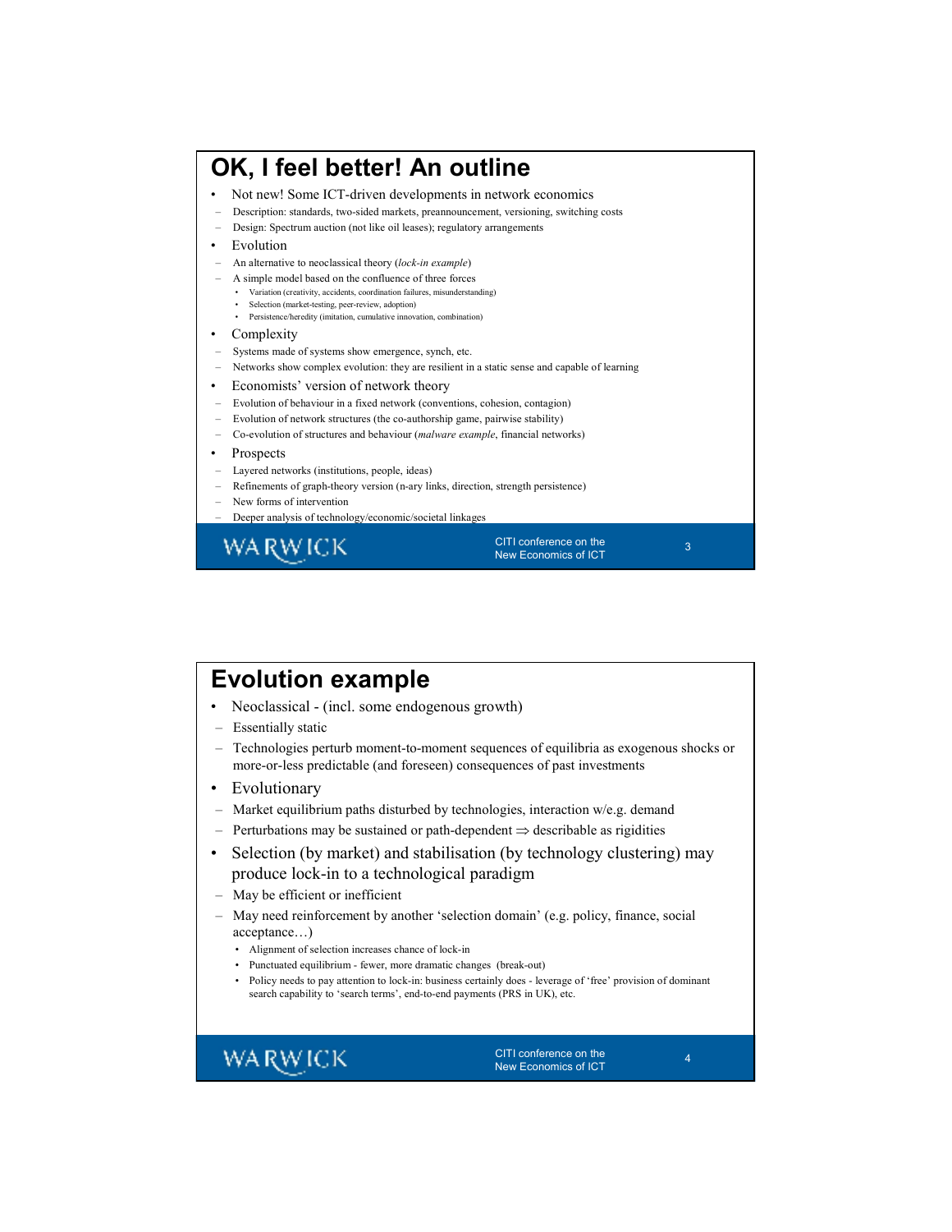# OK, I feel better! An outline

- Not new! Some ICT-driven developments in network economics
  - Description: standards, two-sided markets, preannouncement, versioning, switching costs
  - Design: Spectrum auction (not like oil leases); regulatory arrangements
- Evolution
  - An alternative to neoclassical theory (*lock-in example*)
  - A simple model based on the confluence of three forces
    - Variation (creativity, accidents, coordination failures, misunderstanding)
    - Selection (market-testing, peer-review, adoption)
    - Persistence/heredity (imitation, cumulative innovation, combination)
- Complexity
  - Systems made of systems show emergence, synch, etc.
  - Networks show complex evolution: they are resilient in a static sense and capable of learning
- Economists' version of network theory
  - Evolution of behaviour in a fixed network (conventions, cohesion, contagion)
  - Evolution of network structures (the co-authorship game, pairwise stability)
  - Co-evolution of structures and behaviour (*malware example*, financial networks)
- Prospects
  - Layered networks (institutions, people, ideas)
  - Refinements of graph-theory version (n-ary links, direction, strength persistence)
  - New forms of intervention
  - Deeper analysis of technology/economic/societal linkages

# Evolution example

- Neoclassical - (incl. some endogenous growth)
  - Essentially static
  - Technologies perturb moment-to-moment sequences of equilibria as exogenous shocks or more-or-less predictable (and foreseen) consequences of past investments
- Evolutionary
  - Market equilibrium paths disturbed by technologies, interaction w/e.g. demand
  - Perturbations may be sustained or path-dependent $\Rightarrow$ describable as rigidities
- Selection (by market) and stabilisation (by technology clustering) may produce lock-in to a technological paradigm
  - May be efficient or inefficient
  - May need reinforcement by another 'selection domain' (e.g. policy, finance, social acceptance…)
    - Alignment of selection increases chance of lock-in
    - Punctuated equilibrium - fewer, more dramatic changes (break-out)
    - Policy needs to pay attention to lock-in: business certainly does - leverage of 'free' provision of dominant search capability to 'search terms', end-to-end payments (PRS in UK), etc.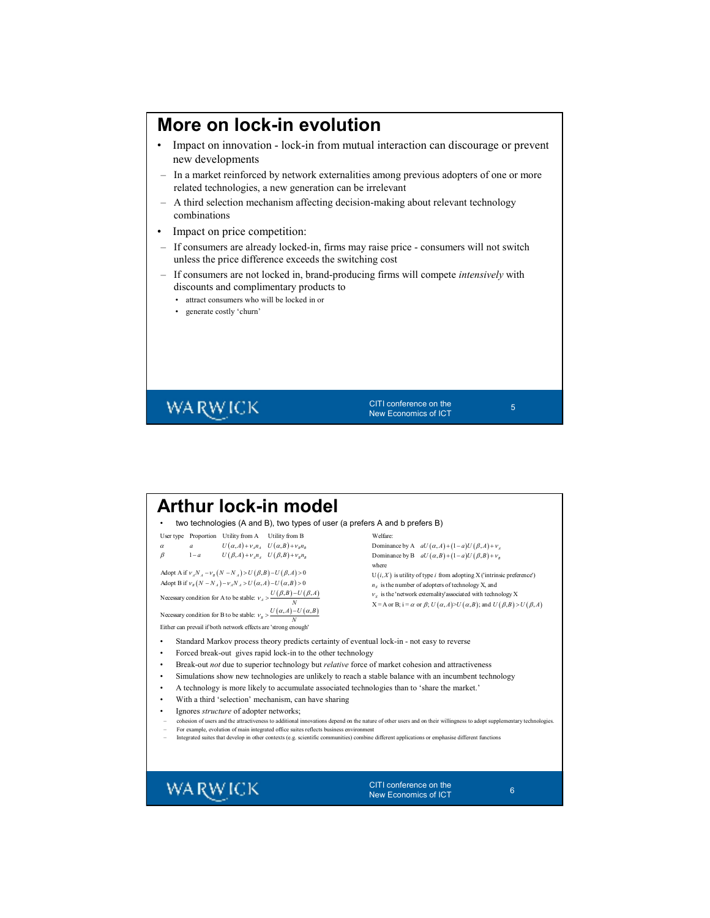# More on lock-in evolution

- Impact on innovation - lock-in from mutual interaction can discourage or prevent new developments
  - In a market reinforced by network externalities among previous adopters of one or more related technologies, a new generation can be irrelevant
  - A third selection mechanism affecting decision-making about relevant technology combinations
- Impact on price competition:
  - If consumers are already locked-in, firms may raise price - consumers will not switch unless the price difference exceeds the switching cost
  - If consumers are not locked in, brand-producing firms will compete *intensively* with discounts and complimentary products to
    - attract consumers who will be locked in or
    - generate costly 'churn'

# Arthur lock-in model

- two technologies (A and B), two types of user (a prefers A and b prefers B)

| User type | Proportion | Utility from A | Utility from B |
|---|---|---|---|
| $\alpha$ | $a$ | $U(\alpha,A)+v_A n_A$ | $U(\alpha,B)+v_B n_B$ |
| $\beta$ | $1-a$ | $U(\beta,A)+v_A n_A$ | $U(\beta,B)+v_B n_B$ |

Adopt A if $v_A N_A - v_B(N-N_A) > U(\beta,B)-U(\beta,A) > 0$

Adopt B if $v_B(N-N_A) - v_A N_A > U(\alpha,A)-U(\alpha,B) > 0$

Necessary condition for A to be stable: $v_A > \dfrac{U(\beta,B)-U(\beta,A)}{N}$

Necessary condition for B to be stable: $v_B > \dfrac{U(\alpha,A)-U(\alpha,B)}{N}$

Either can prevail if both network effects are 'strong enough'

Welfare:

Dominance by A $\quad aU(\alpha,A)+(1-a)U(\beta,A)+v_A$

Dominance by B $\quad aU(\alpha,B)+(1-a)U(\beta,B)+v_B$

where

$U(i,X)$ is utility of type $i$ from adopting X ('intrinsic preference')

$n_X$ is the number of adopters of technology X, and

$v_X$ is the 'network externality' associated with technology X

X = A or B; i = $\alpha$ or $\beta$; $U(\alpha,A)>U(\alpha,B)$; and $U(\beta,B)>U(\beta,A)$

- Standard Markov process theory predicts certainty of eventual lock-in - not easy to reverse
- Forced break-out gives rapid lock-in to the other technology
- Break-out *not* due to superior technology but *relative* force of market cohesion and attractiveness
- Simulations show new technologies are unlikely to reach a stable balance with an incumbent technology
- A technology is more likely to accumulate associated technologies than to 'share the market.'
- With a third 'selection' mechanism, can have sharing
- Ignores *structure* of adopter networks;
  - cohesion of users and the attractiveness to additional innovations depend on the nature of other users and on their willingness to adopt supplementary technologies.
  - For example, evolution of main integrated office suites reflects business environment
  - Integrated suites that develop in other contexts (e.g. scientific communities) combine different applications or emphasise different functions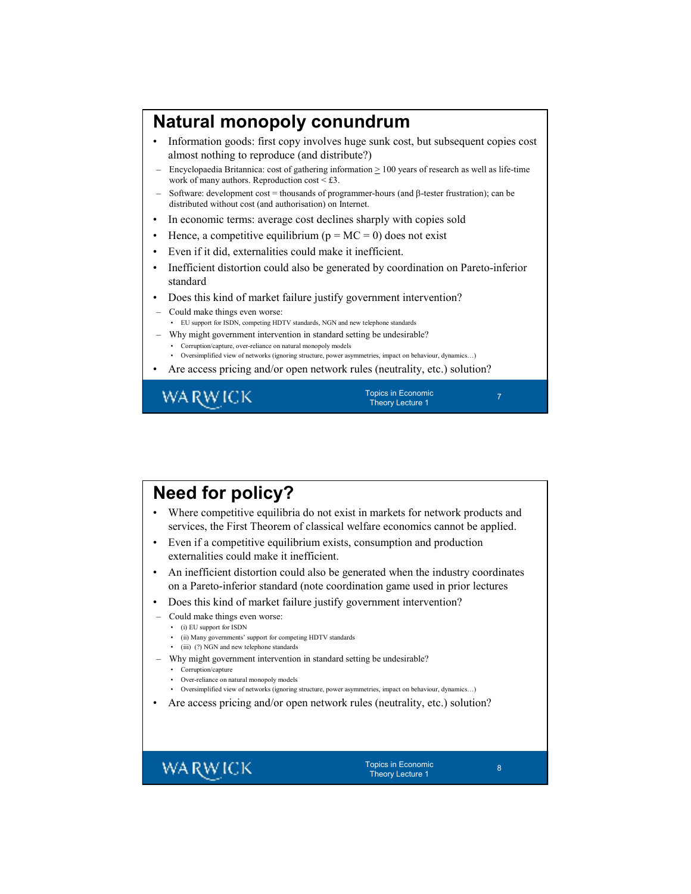## Natural monopoly conundrum

- Information goods: first copy involves huge sunk cost, but subsequent copies cost almost nothing to reproduce (and distribute?)
  - Encyclopaedia Britannica: cost of gathering information $\geq$ 100 years of research as well as life-time work of many authors. Reproduction cost < £3.
  - Software: development cost = thousands of programmer-hours (and $\beta$-tester frustration); can be distributed without cost (and authorisation) on Internet.
- In economic terms: average cost declines sharply with copies sold
- Hence, a competitive equilibrium ($p = MC = 0$) does not exist
- Even if it did, externalities could make it inefficient.
- Inefficient distortion could also be generated by coordination on Pareto-inferior standard
- Does this kind of market failure justify government intervention?
  - Could make things even worse:
    - EU support for ISDN, competing HDTV standards, NGN and new telephone standards
  - Why might government intervention in standard setting be undesirable?
    - Corruption/capture, over-reliance on natural monopoly models
    - Oversimplified view of networks (ignoring structure, power asymmetries, impact on behaviour, dynamics…)
- Are access pricing and/or open network rules (neutrality, etc.) solution?

## Need for policy?

- Where competitive equilibria do not exist in markets for network products and services, the First Theorem of classical welfare economics cannot be applied.
- Even if a competitive equilibrium exists, consumption and production externalities could make it inefficient.
- An inefficient distortion could also be generated when the industry coordinates on a Pareto-inferior standard (note coordination game used in prior lectures
- Does this kind of market failure justify government intervention?
  - Could make things even worse:
    - (i) EU support for ISDN
    - (ii) Many governments' support for competing HDTV standards
    - (iii) (?) NGN and new telephone standards
  - Why might government intervention in standard setting be undesirable?
    - Corruption/capture
    - Over-reliance on natural monopoly models
    - Oversimplified view of networks (ignoring structure, power asymmetries, impact on behaviour, dynamics…)
- Are access pricing and/or open network rules (neutrality, etc.) solution?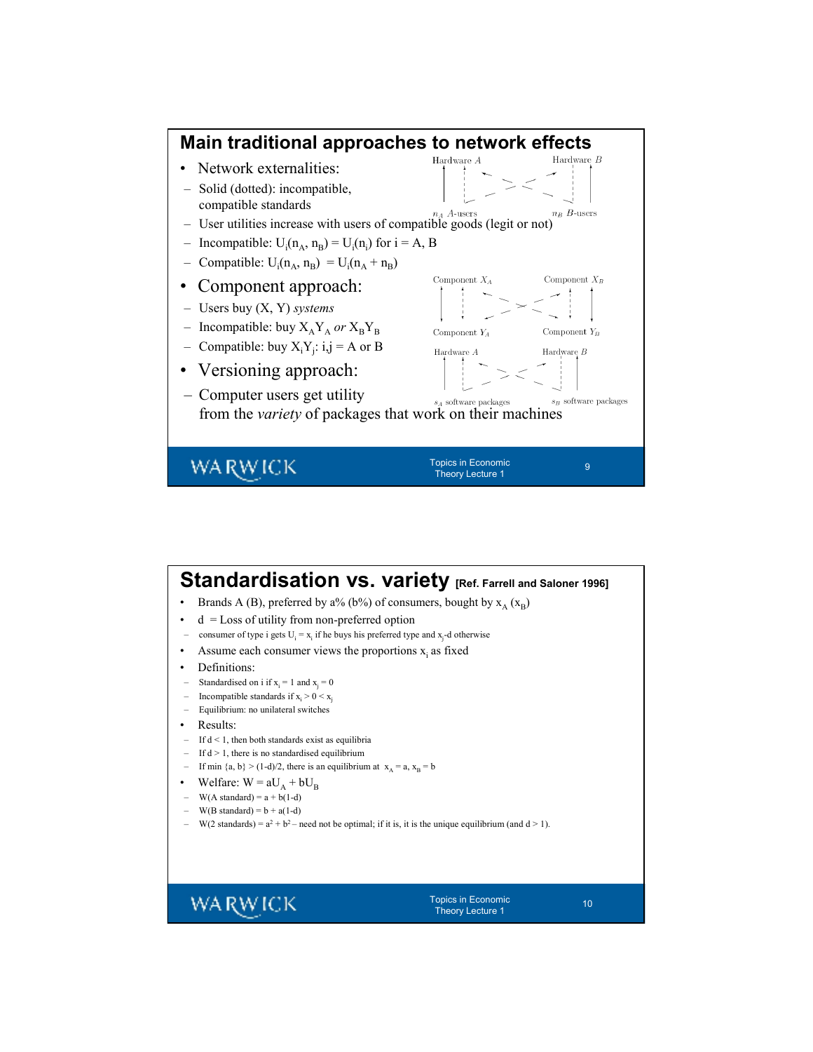# Main traditional approaches to network effects

- Network externalities:
  - Solid (dotted): incompatible, compatible standards
  - User utilities increase with users of compatible goods (legit or not)
  - Incompatible: $U_i(n_A, n_B) = U_i(n_i)$ for i = A, B
  - Compatible: $U_i(n_A, n_B) = U_i(n_A + n_B)$

Hardware $A$ Hardware $B$

$n_A$ $A$-users $n_B$ $B$-users

- Component approach:
  - Users buy (X, Y) *systems*
  - Incompatible: buy $X_AY_A$ *or* $X_BY_B$
  - Compatible: buy $X_iY_j$: i,j = A or B

Component $X_A$ Component $X_B$

Component $Y_A$ Component $Y_B$

- Versioning approach:
  - Computer users get utility from the *variety* of packages that work on their machines

Hardware $A$ Hardware $B$

$s_A$ software packages $s_B$ software packages

# Standardisation vs. variety [Ref. Farrell and Saloner 1996]

- Brands A (B), preferred by a% (b%) of consumers, bought by $x_A$ ($x_B$)
- d = Loss of utility from non-preferred option
  - consumer of type i gets $U_i = x_i$ if he buys his preferred type and $x_j$-d otherwise
- Assume each consumer views the proportions $x_i$ as fixed
- Definitions:
  - Standardised on i if $x_i = 1$ and $x_j = 0$
  - Incompatible standards if $x_i > 0 < x_j$
  - Equilibrium: no unilateral switches
- Results:
  - If d < 1, then both standards exist as equilibria
  - If d > 1, there is no standardised equilibrium
  - If min {a, b} > (1-d)/2, there is an equilibrium at $x_A = a$, $x_B = b$
- Welfare: $W = aU_A + bU_B$
  - W(A standard) = a + b(1-d)
  - W(B standard) = b + a(1-d)
  - W(2 standards) = $a^2 + b^2$ – need not be optimal; if it is, it is the unique equilibrium (and d > 1).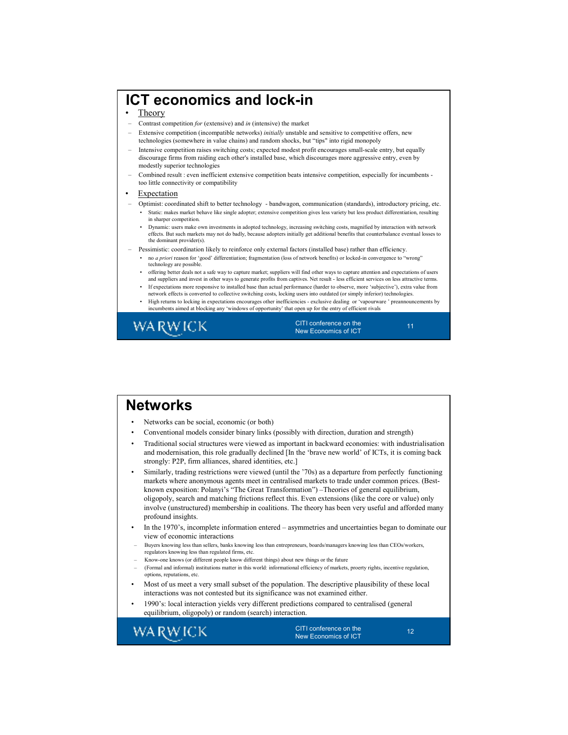# ICT economics and lock-in

- Theory
  - Contrast competition *for* (extensive) and *in* (intensive) the market
  - Extensive competition (incompatible networks) *initially* unstable and sensitive to competitive offers, new technologies (somewhere in value chains) and random shocks, but "tips" into rigid monopoly
  - Intensive competition raises switching costs; expected modest profit encourages small-scale entry, but equally discourage firms from raiding each other's installed base, which discourages more aggressive entry, even by modestly superior technologies
  - Combined result : even inefficient extensive competition beats intensive competition, especially for incumbents - too little connectivity or compatibility
- Expectation
  - Optimist: coordinated shift to better technology - bandwagon, communication (standards), introductory pricing, etc.
    - Static: makes market behave like single adopter; extensive competition gives less variety but less product differentiation, resulting in sharper competition.
    - Dynamic: users make own investments in adopted technology, increasing switching costs, magnified by interaction with network effects. But such markets may not do badly, because adopters initially get additional benefits that counterbalance eventual losses to the dominant provider(s).
  - Pessimistic: coordination likely to reinforce only external factors (installed base) rather than efficiency.
    - no *a priori* reason for 'good' differentiation; fragmentation (loss of network benefits) or locked-in convergence to "wrong" technology are possible.
    - offering better deals not a safe way to capture market; suppliers will find other ways to capture attention and expectations of users and suppliers and invest in other ways to generate profits from captives. Net result - less efficient services on less attractive terms.
    - If expectations more responsive to installed base than actual performance (harder to observe, more 'subjective'), extra value from network effects is converted to collective switching costs, locking users into outdated (or simply inferior) technologies.
    - High returns to locking in expectations encourages other inefficiencies - exclusive dealing or 'vapourware ' preannouncements by incumbents aimed at blocking any 'windows of opportunity' that open up for the entry of efficient rivals

# Networks

- Networks can be social, economic (or both)
- Conventional models consider binary links (possibly with direction, duration and strength)
- Traditional social structures were viewed as important in backward economies: with industrialisation and modernisation, this role gradually declined [In the 'brave new world' of ICTs, it is coming back strongly: P2P, firm alliances, shared identities, etc.]
- Similarly, trading restrictions were viewed (until the '70s) as a departure from perfectly functioning markets where anonymous agents meet in centralised markets to trade under common prices. (Best-known exposition: Polanyi's "The Great Transformation") –Theories of general equilibrium, oligopoly, search and matching frictions reflect this. Even extensions (like the core or value) only involve (unstructured) membership in coalitions. The theory has been very useful and afforded many profound insights.
- In the 1970's, incomplete information entered – asymmetries and uncertainties began to dominate our view of economic interactions
  - Buyers knowing less than sellers, banks knowing less than entrepreneurs, boards/managers knowing less than CEOs/workers, regulators knowing less than regulated firms, etc.
  - Know-one knows (or different people know different things) about new things or the future
  - (Formal and informal) institutions matter in this world: informational efficiency of markets, proerty rights, incentive regulation, options, reputations, etc.
- Most of us meet a very small subset of the population. The descriptive plausibility of these local interactions was not contested but its significance was not examined either.
- 1990's: local interaction yields very different predictions compared to centralised (general equilibrium, oligopoly) or random (search) interaction.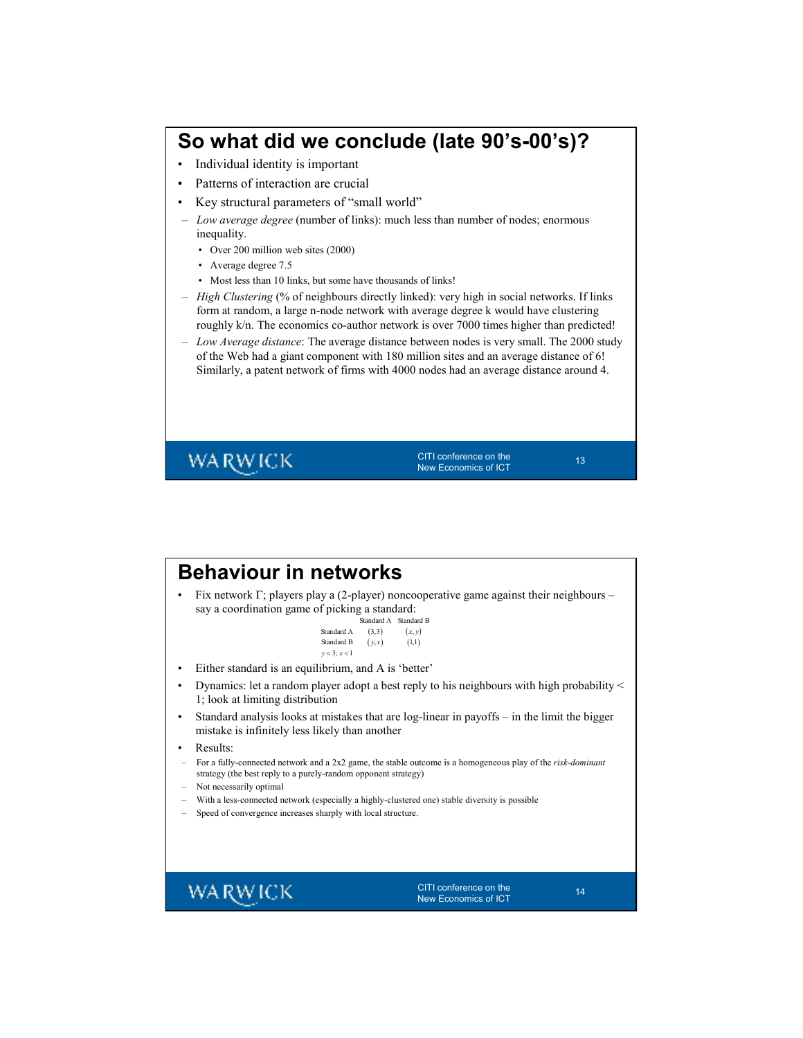## So what did we conclude (late 90's-00's)?

- Individual identity is important
- Patterns of interaction are crucial
- Key structural parameters of "small world"
  - *Low average degree* (number of links): much less than number of nodes; enormous inequality.
    - Over 200 million web sites (2000)
    - Average degree 7.5
    - Most less than 10 links, but some have thousands of links!
  - *High Clustering* (% of neighbours directly linked): very high in social networks. If links form at random, a large n-node network with average degree k would have clustering roughly k/n. The economics co-author network is over 7000 times higher than predicted!
  - *Low Average distance*: The average distance between nodes is very small. The 2000 study of the Web had a giant component with 180 million sites and an average distance of 6! Similarly, a patent network of firms with 4000 nodes had an average distance around 4.

## Behaviour in networks

- Fix network Γ; players play a (2-player) noncooperative game against their neighbours – say a coordination game of picking a standard:

| | Standard A | Standard B |
|---|---|---|
| Standard A | $(3,3)$ | $(x,y)$ |
| Standard B | $(y,x)$ | $(1,1)$ |

$y < 3;\ x < 1$

- Either standard is an equilibrium, and A is 'better'
- Dynamics: let a random player adopt a best reply to his neighbours with high probability < 1; look at limiting distribution
- Standard analysis looks at mistakes that are log-linear in payoffs – in the limit the bigger mistake is infinitely less likely than another
- Results:
  - For a fully-connected network and a 2x2 game, the stable outcome is a homogeneous play of the *risk-dominant* strategy (the best reply to a purely-random opponent strategy)
  - Not necessarily optimal
  - With a less-connected network (especially a highly-clustered one) stable diversity is possible
  - Speed of convergence increases sharply with local structure.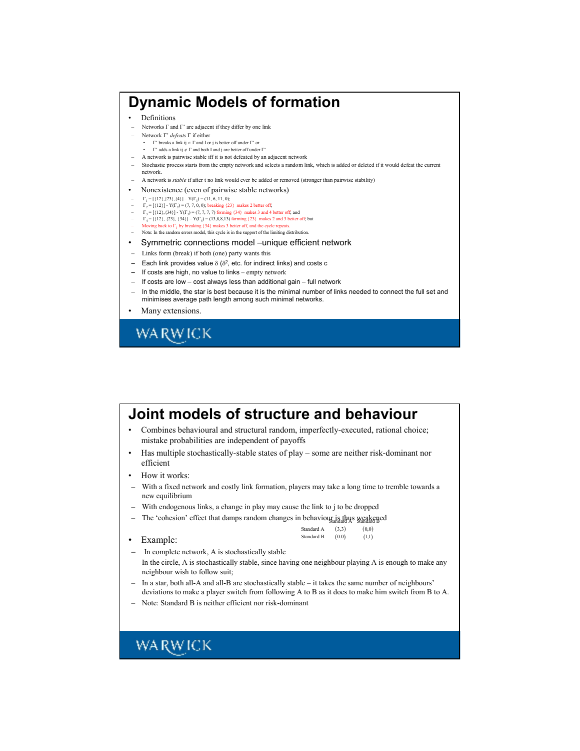# Dynamic Models of formation

- Definitions
  - Networks Γ and Γ' are adjacent if they differ by one link
  - Network Γ' *defeats* Γ if either
    - Γ' breaks a link ij ∈ Γ and I or j is better off under Γ' or
    - Γ' adds a link ij ∉ Γ and both I and j are better off under Γ'
  - A network is pairwise stable iff it is not defeated by an adjacent network
  - Stochastic process starts from the empty network and selects a random link, which is added or deleted if it would defeat the current network.
  - A network is *stable* if after t no link would ever be added or removed (stronger than pairwise stability)
- Nonexistence (even of pairwise stable networks)
  - $\Gamma_1$ = [{12},{23},{4}] – Y($\Gamma_1$) = (11, 6, 11, 0);
  - $\Gamma_2$ = [{12}] - Y($\Gamma_2$) = (7, 7, 0, 0); breaking {23} makes 2 better off;
  - $\Gamma_3$ = [{12},{34}] - Y($\Gamma_3$) = (7, 7, 7, 7) forming {34} makes 3 and 4 better off; and
  - $\Gamma_4$ = [{12}, {23}, {34}] – Y($\Gamma_4$) = (13,8,8,13) forming {23} makes 2 and 3 better off; but
  - Moving back to $\Gamma_1$ by breaking {34} makes 3 better off, and the cycle repeats.
  - Note: In the random errors model, this cycle is in the support of the limiting distribution.
- Symmetric connections model –unique efficient network
  - Links form (break) if both (one) party wants this
  - Each link provides value δ ($\delta^2$, etc. for indirect links) and costs c
  - If costs are high, no value to links – empty network
  - If costs are low – cost always less than additional gain – full network
  - In the middle, the star is best because it is the minimal number of links needed to connect the full set and minimises average path length among such minimal networks.
- Many extensions.

# Joint models of structure and behaviour

- Combines behavioural and structural random, imperfectly-executed, rational choice; mistake probabilities are independent of payoffs
- Has multiple stochastically-stable states of play – some are neither risk-dominant nor efficient
- How it works:
  - With a fixed network and costly link formation, players may take a long time to tremble towards a new equilibrium
  - With endogenous links, a change in play may cause the link to j to be dropped
  - The 'cohesion' effect that damps random changes in behaviour is thus weakened
- Example:

| | Standard A | Standard B |
|---|---|---|
| Standard A | (3,3) | (0,0) |
| Standard B | (0.0) | (1,1) |

  - In complete network, A is stochastically stable
  - In the circle, A is stochastically stable, since having one neighbour playing A is enough to make any neighbour wish to follow suit;
  - In a star, both all-A and all-B are stochastically stable – it takes the same number of neighbours' deviations to make a player switch from following A to B as it does to make him switch from B to A.
  - Note: Standard B is neither efficient nor risk-dominant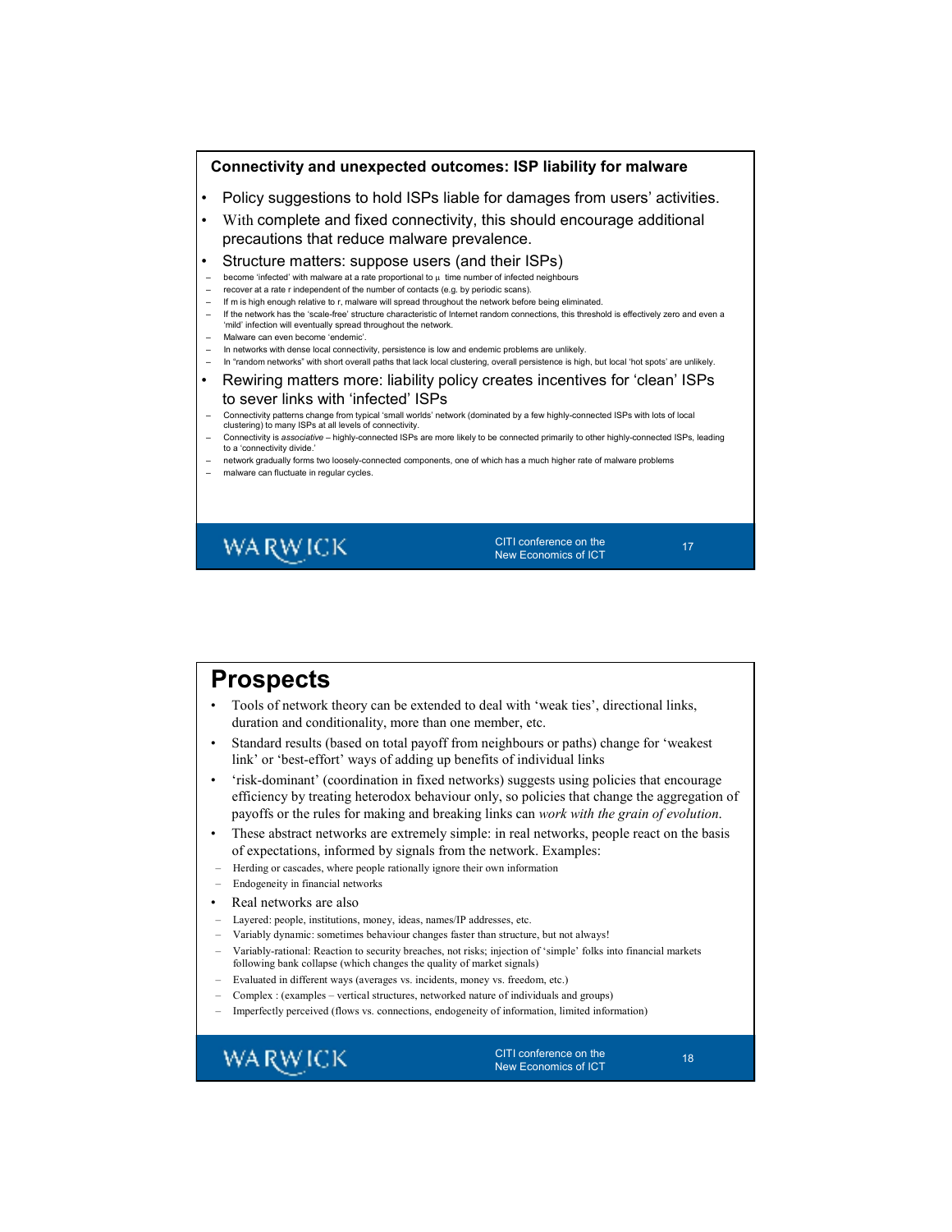**Connectivity and unexpected outcomes: ISP liability for malware**

- Policy suggestions to hold ISPs liable for damages from users' activities.
- With complete and fixed connectivity, this should encourage additional precautions that reduce malware prevalence.
- Structure matters: suppose users (and their ISPs)
  - become 'infected' with malware at a rate proportional to $\mu$ time number of infected neighbours
  - recover at a rate r independent of the number of contacts (e.g. by periodic scans).
  - If m is high enough relative to r, malware will spread throughout the network before being eliminated.
  - If the network has the 'scale-free' structure characteristic of Internet random connections, this threshold is effectively zero and even a 'mild' infection will eventually spread throughout the network.
  - Malware can even become 'endemic'.
  - In networks with dense local connectivity, persistence is low and endemic problems are unlikely.
  - In "random networks" with short overall paths that lack local clustering, overall persistence is high, but local 'hot spots' are unlikely.
- Rewiring matters more: liability policy creates incentives for 'clean' ISPs to sever links with 'infected' ISPs
  - Connectivity patterns change from typical 'small worlds' network (dominated by a few highly-connected ISPs with lots of local clustering) to many ISPs at all levels of connectivity.
  - Connectivity is *associative* – highly-connected ISPs are more likely to be connected primarily to other highly-connected ISPs, leading to a 'connectivity divide.'
  - network gradually forms two loosely-connected components, one of which has a much higher rate of malware problems
  - malware can fluctuate in regular cycles.

# Prospects

- Tools of network theory can be extended to deal with 'weak ties', directional links, duration and conditionality, more than one member, etc.
- Standard results (based on total payoff from neighbours or paths) change for 'weakest link' or 'best-effort' ways of adding up benefits of individual links
- 'risk-dominant' (coordination in fixed networks) suggests using policies that encourage efficiency by treating heterodox behaviour only, so policies that change the aggregation of payoffs or the rules for making and breaking links can *work with the grain of evolution*.
- These abstract networks are extremely simple: in real networks, people react on the basis of expectations, informed by signals from the network. Examples:
  - Herding or cascades, where people rationally ignore their own information
  - Endogeneity in financial networks
- Real networks are also
  - Layered: people, institutions, money, ideas, names/IP addresses, etc.
  - Variably dynamic: sometimes behaviour changes faster than structure, but not always!
  - Variably-rational: Reaction to security breaches, not risks; injection of 'simple' folks into financial markets following bank collapse (which changes the quality of market signals)
  - Evaluated in different ways (averages vs. incidents, money vs. freedom, etc.)
  - Complex : (examples – vertical structures, networked nature of individuals and groups)
  - Imperfectly perceived (flows vs. connections, endogeneity of information, limited information)